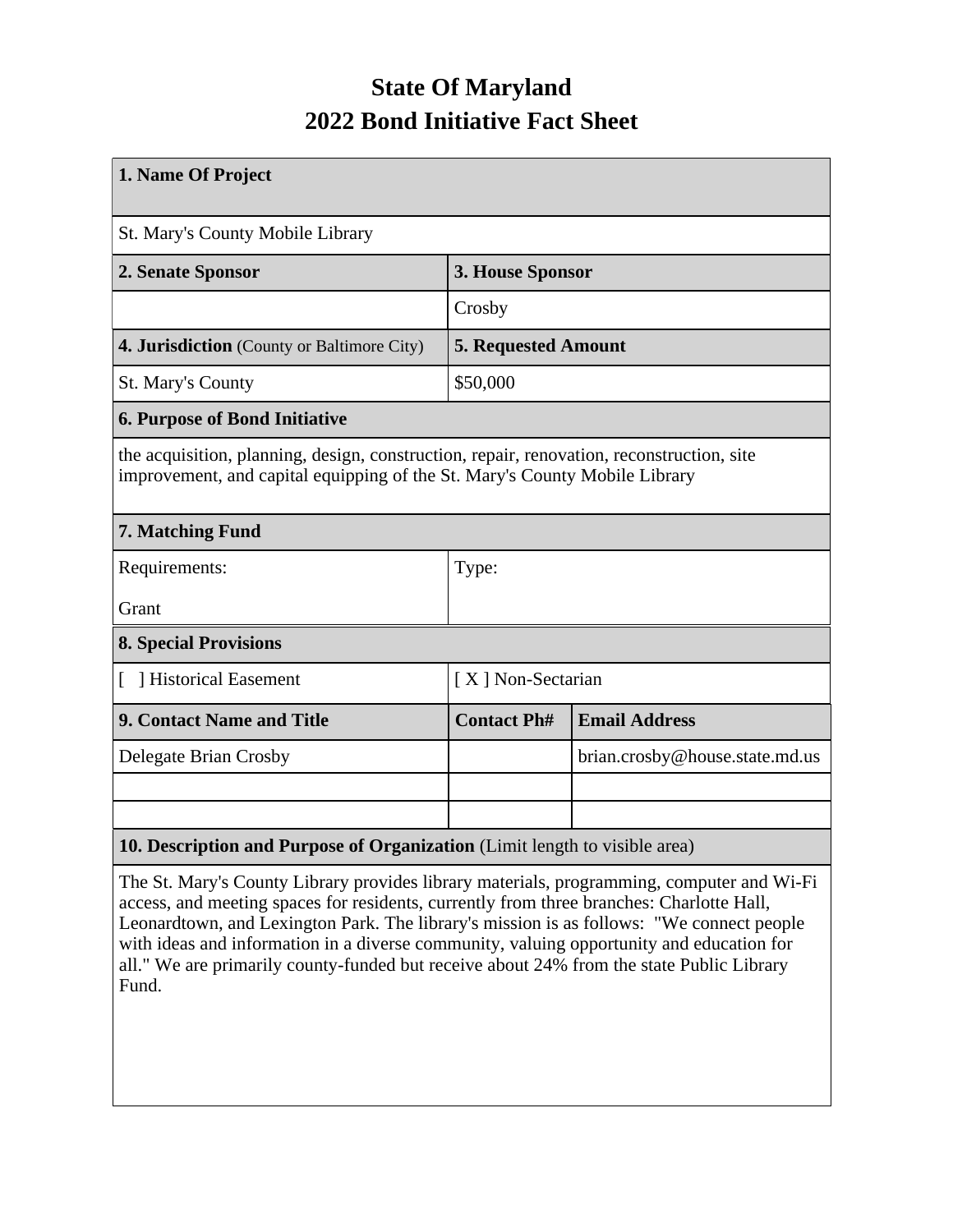# State Of Maryland
## 2022 Bond Initiative Fact Sheet

| 1. Name Of Project | | |
|---|---|---|
| St. Mary's County Mobile Library | | |
| **2. Senate Sponsor** | **3. House Sponsor** | |
| | Crosby | |
| **4. Jurisdiction** (County or Baltimore City) | **5. Requested Amount** | |
| St. Mary's County | $50,000 | |
| **6. Purpose of Bond Initiative** | | |
| the acquisition, planning, design, construction, repair, renovation, reconstruction, site improvement, and capital equipping of the St. Mary's County Mobile Library | | |
| **7. Matching Fund** | | |
| Requirements: Grant | Type: | |
| **8. Special Provisions** | | |
| [ ] Historical Easement | [ X ] Non-Sectarian | |
| **9. Contact Name and Title** | **Contact Ph#** | **Email Address** |
| Delegate Brian Crosby | | brian.crosby@house.state.md.us |
| | | |
| | | |
| **10. Description and Purpose of Organization** (Limit length to visible area) | | |
| The St. Mary's County Library provides library materials, programming, computer and Wi-Fi access, and meeting spaces for residents, currently from three branches: Charlotte Hall, Leonardtown, and Lexington Park. The library's mission is as follows: "We connect people with ideas and information in a diverse community, valuing opportunity and education for all." We are primarily county-funded but receive about 24% from the state Public Library Fund. | | |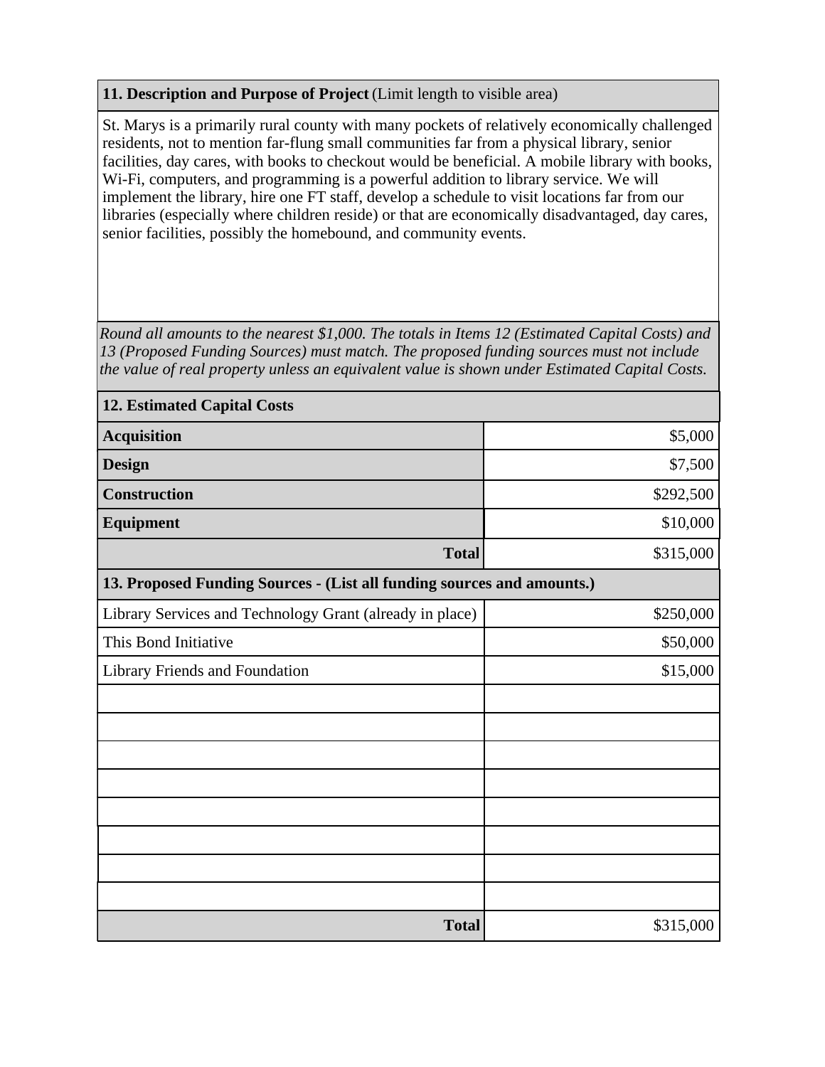**11. Description and Purpose of Project** (Limit length to visible area)

St. Marys is a primarily rural county with many pockets of relatively economically challenged residents, not to mention far-flung small communities far from a physical library, senior facilities, day cares, with books to checkout would be beneficial. A mobile library with books, Wi-Fi, computers, and programming is a powerful addition to library service. We will implement the library, hire one FT staff, develop a schedule to visit locations far from our libraries (especially where children reside) or that are economically disadvantaged, day cares, senior facilities, possibly the homebound, and community events.

*Round all amounts to the nearest $1,000. The totals in Items 12 (Estimated Capital Costs) and 13 (Proposed Funding Sources) must match. The proposed funding sources must not include the value of real property unless an equivalent value is shown under Estimated Capital Costs.*

| **12. Estimated Capital Costs** | |
|---|---|
| **Acquisition** | $5,000 |
| **Design** | $7,500 |
| **Construction** | $292,500 |
| **Equipment** | $10,000 |
| **Total** | $315,000 |

| **13. Proposed Funding Sources - (List all funding sources and amounts.)** | |
|---|---|
| Library Services and Technology Grant (already in place) | $250,000 |
| This Bond Initiative | $50,000 |
| Library Friends and Foundation | $15,000 |
| | |
| | |
| | |
| | |
| | |
| | |
| | |
| | |
| **Total** | $315,000 |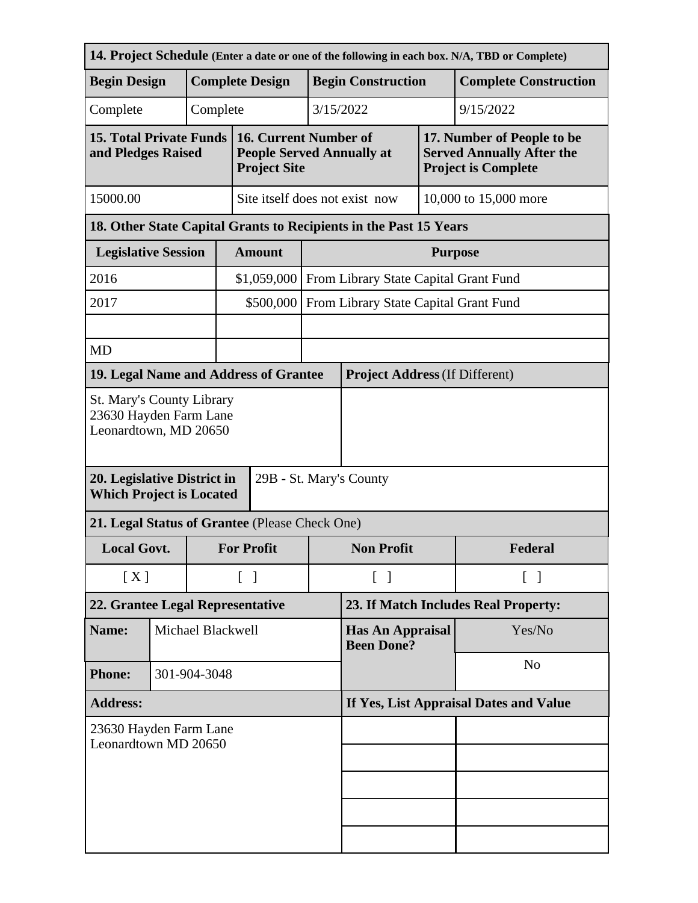| 14. Project Schedule (Enter a date or one of the following in each box. N/A, TBD or Complete) | | | |
|---|---|---|---|
| **Begin Design** | **Complete Design** | **Begin Construction** | **Complete Construction** |
| Complete | Complete | 3/15/2022 | 9/15/2022 |

| 15. Total Private Funds and Pledges Raised | 16. Current Number of People Served Annually at Project Site | 17. Number of People to be Served Annually After the Project is Complete |
|---|---|---|
| 15000.00 | Site itself does not exist now | 10,000 to 15,000 more |

| 18. Other State Capital Grants to Recipients in the Past 15 Years | | |
|---|---|---|
| **Legislative Session** | **Amount** | **Purpose** |
| 2016 | $1,059,000 | From Library State Capital Grant Fund |
| 2017 | $500,000 | From Library State Capital Grant Fund |
| | | |
| MD | | |

| 19. Legal Name and Address of Grantee | Project Address (If Different) |
|---|---|
| St. Mary's County Library<br>23630 Hayden Farm Lane<br>Leonardtown, MD 20650 | |

| 20. Legislative District in Which Project is Located | 29B - St. Mary's County |
|---|---|

| 21. Legal Status of Grantee (Please Check One) | | | |
|---|---|---|---|
| **Local Govt.** | **For Profit** | **Non Profit** | **Federal** |
| [ X ] | [ ] | [ ] | [ ] |

| 22. Grantee Legal Representative | | 23. If Match Includes Real Property: | |
|---|---|---|---|
| **Name:** | Michael Blackwell | **Has An Appraisal Been Done?** | Yes/No |
| **Phone:** | 301-904-3048 | | No |
| **Address:** | | **If Yes, List Appraisal Dates and Value** | |
| 23630 Hayden Farm Lane<br>Leonardtown MD 20650 | | | |
| | | | |
| | | | |
| | | | |
| | | | |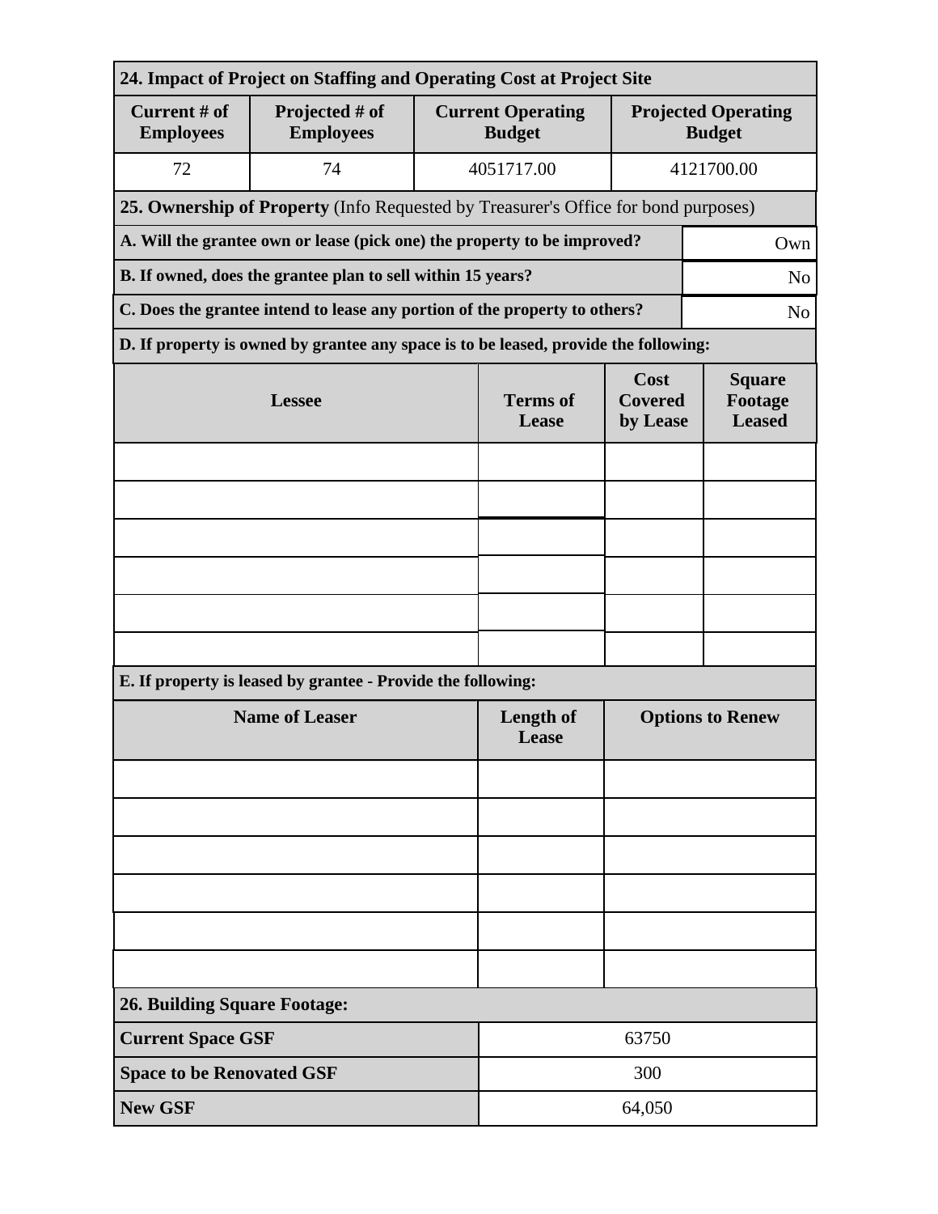| 24. Impact of Project on Staffing and Operating Cost at Project Site | | | |
|---|---|---|---|
| **Current # of Employees** | **Projected # of Employees** | **Current Operating Budget** | **Projected Operating Budget** |
| 72 | 74 | 4051717.00 | 4121700.00 |

| 25. Ownership of Property (Info Requested by Treasurer's Office for bond purposes) | |
|---|---|
| **A. Will the grantee own or lease (pick one) the property to be improved?** | Own |
| **B. If owned, does the grantee plan to sell within 15 years?** | No |
| **C. Does the grantee intend to lease any portion of the property to others?** | No |

**D. If property is owned by grantee any space is to be leased, provide the following:**

| Lessee | Terms of Lease | Cost Covered by Lease | Square Footage Leased |
|---|---|---|---|
| | | | |
| | | | |
| | | | |
| | | | |
| | | | |
| | | | |

**E. If property is leased by grantee - Provide the following:**

| Name of Leaser | Length of Lease | Options to Renew |
|---|---|---|
| | | |
| | | |
| | | |
| | | |
| | | |
| | | |

| 26. Building Square Footage: | |
|---|---|
| **Current Space GSF** | 63750 |
| **Space to be Renovated GSF** | 300 |
| **New GSF** | 64,050 |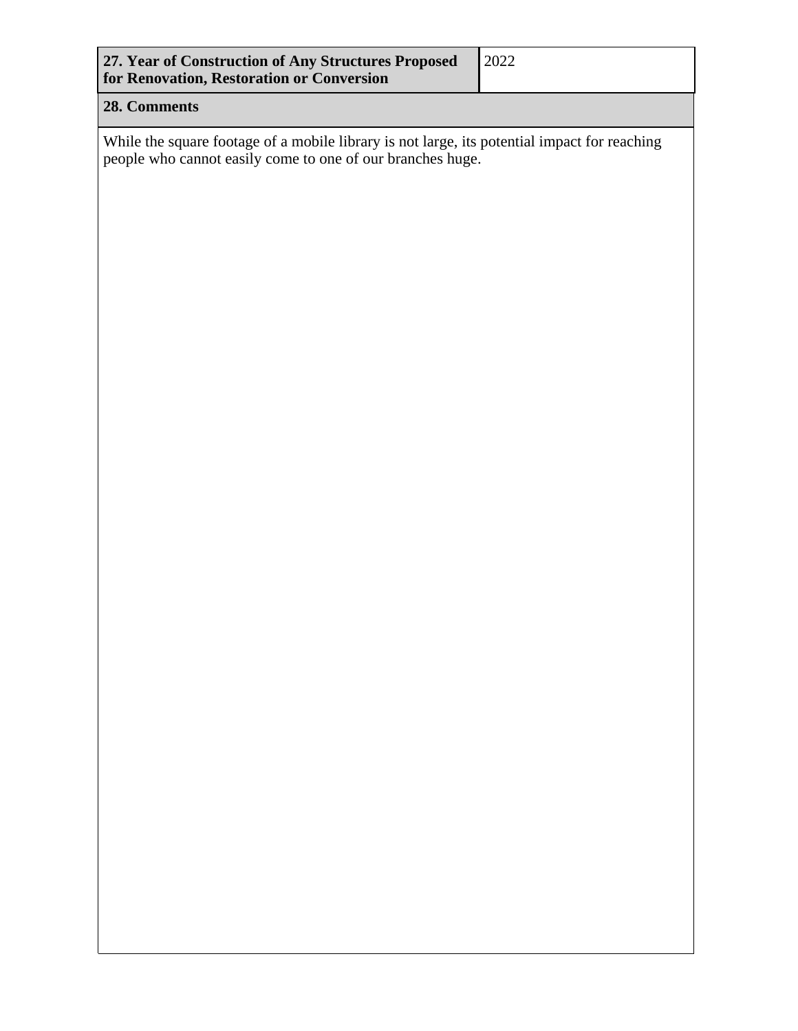| 27. Year of Construction of Any Structures Proposed for Renovation, Restoration or Conversion | 2022 |
|---|---|

**28. Comments**

While the square footage of a mobile library is not large, its potential impact for reaching people who cannot easily come to one of our branches huge.